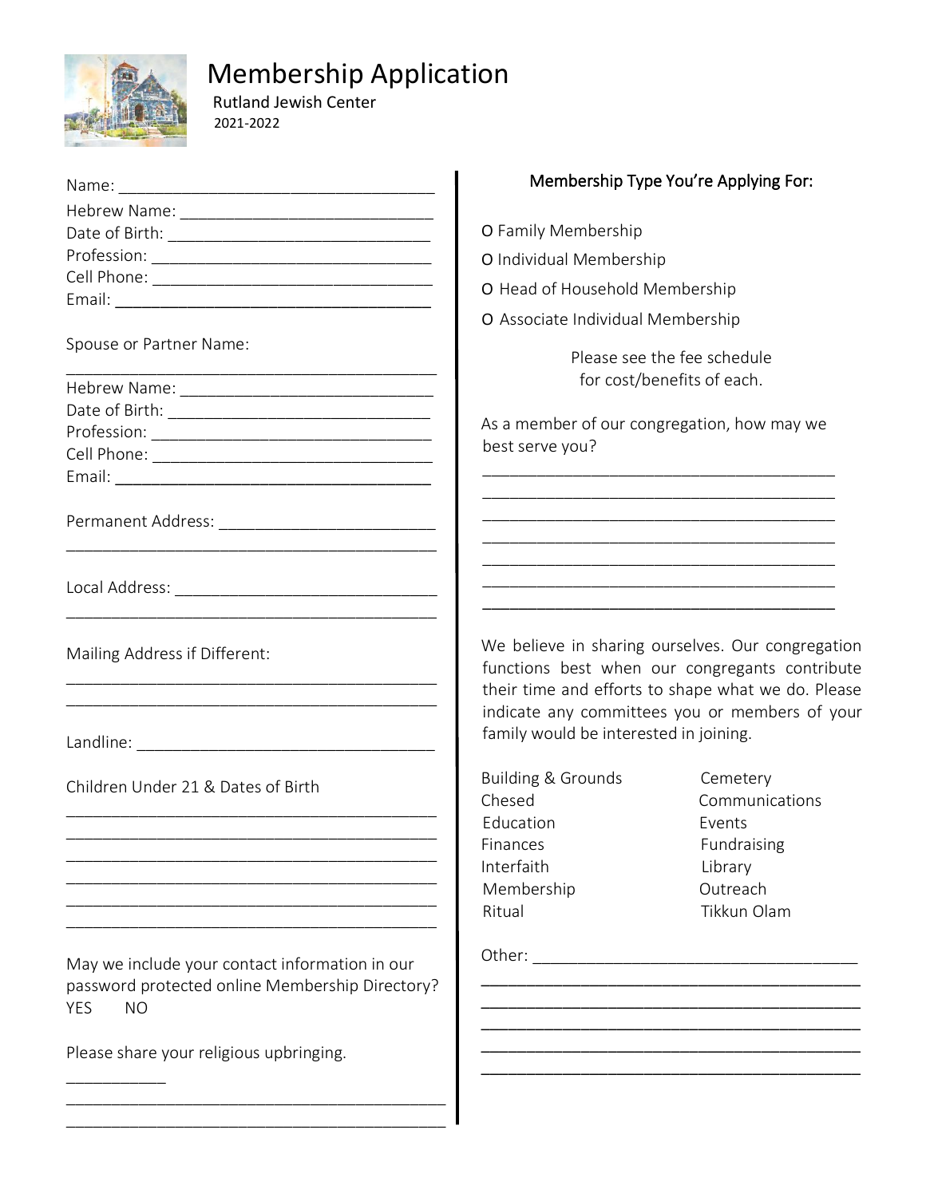# Membership Application

Rutland Jewish Center

2021-2022

Name: ___________________________________

Hebrew Name: ____________________________

Date of Birth: ____________________________

Profession: ______________________________

Cell Phone: ______________________________

Email: ___________________________________

Spouse or Partner Name:

_________________________________________

Hebrew Name: ____________________________

Date of Birth: ____________________________

Profession: ______________________________

Cell Phone: ______________________________

Email: ___________________________________

Permanent Address: ________________________

_________________________________________

Local Address: ____________________________

_________________________________________

Mailing Address if Different:

_________________________________________

_________________________________________

Landline: _________________________________

Children Under 21 & Dates of Birth

_________________________________________

_________________________________________

_________________________________________

_________________________________________

_________________________________________

_________________________________________

May we include your contact information in our password protected online Membership Directory?
YES NO

Please share your religious upbringing.

___________

_________________________________________

_________________________________________

## Membership Type You're Applying For:

O Family Membership

O Individual Membership

O Head of Household Membership

O Associate Individual Membership

Please see the fee schedule for cost/benefits of each.

As a member of our congregation, how may we best serve you?

_________________________________________

_________________________________________

_________________________________________

_________________________________________

_________________________________________

_________________________________________

_________________________________________

We believe in sharing ourselves. Our congregation functions best when our congregants contribute their time and efforts to shape what we do. Please indicate any committees you or members of your family would be interested in joining.

| | |
|---|---|
| Building & Grounds | Cemetery |
| Chesed | Communications |
| Education | Events |
| Finances | Fundraising |
| Interfaith | Library |
| Membership | Outreach |
| Ritual | Tikkun Olam |

Other: ___________________________________

_________________________________________

_________________________________________

_________________________________________

_________________________________________

_________________________________________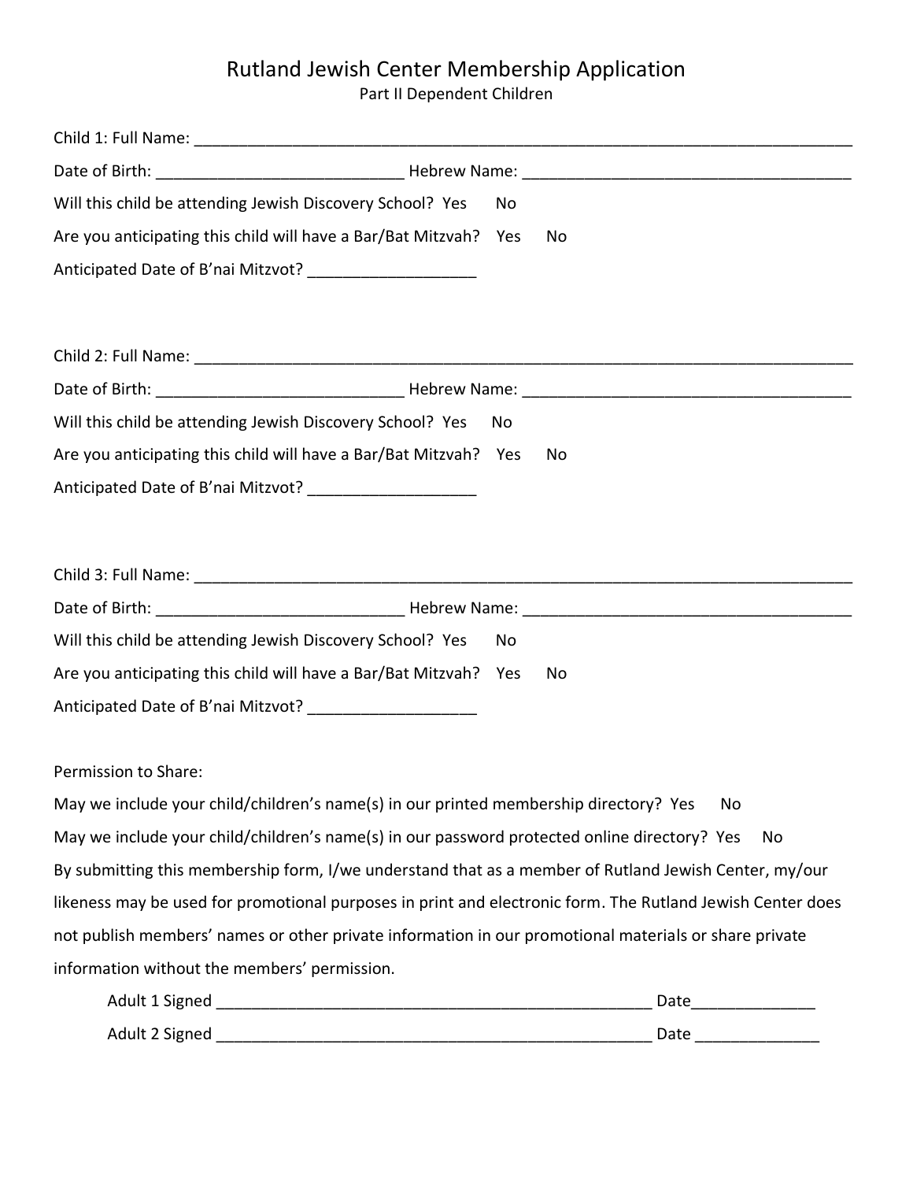# Rutland Jewish Center Membership Application

Part II Dependent Children

Child 1: Full Name: ______________________________________________________________________________

Date of Birth: ____________________________ Hebrew Name: ______________________________________

Will this child be attending Jewish Discovery School? Yes No

Are you anticipating this child will have a Bar/Bat Mitzvah? Yes No

Anticipated Date of B'nai Mitzvot? __________________

Child 2: Full Name: ______________________________________________________________________________

Date of Birth: ____________________________ Hebrew Name: ______________________________________

Will this child be attending Jewish Discovery School? Yes No

Are you anticipating this child will have a Bar/Bat Mitzvah? Yes No

Anticipated Date of B'nai Mitzvot? __________________

Child 3: Full Name: ______________________________________________________________________________

Date of Birth: ____________________________ Hebrew Name: ______________________________________

Will this child be attending Jewish Discovery School? Yes No

Are you anticipating this child will have a Bar/Bat Mitzvah? Yes No

Anticipated Date of B'nai Mitzvot? __________________

Permission to Share:

May we include your child/children's name(s) in our printed membership directory? Yes No

May we include your child/children's name(s) in our password protected online directory? Yes No

By submitting this membership form, I/we understand that as a member of Rutland Jewish Center, my/our likeness may be used for promotional purposes in print and electronic form. The Rutland Jewish Center does not publish members' names or other private information in our promotional materials or share private information without the members' permission.

Adult 1 Signed ___________________________________________________ Date______________

Adult 2 Signed ___________________________________________________ Date ______________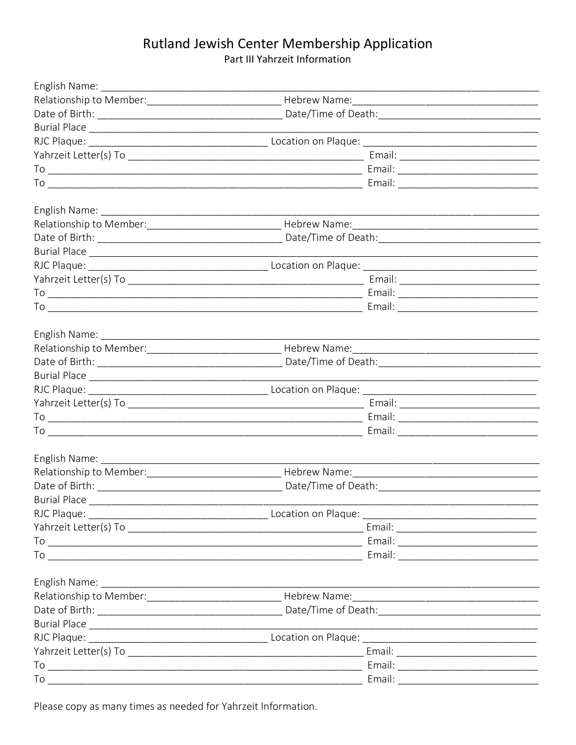# Rutland Jewish Center Membership Application

## Part III Yahrzeit Information

English Name: ______________________________________________________________________________
Relationship to Member:________________________ Hebrew Name:__________________________________
Date of Birth: _________________________________ Date/Time of Death:_____________________________
Burial Place ________________________________________________________________________________
RJC Plaque: ________________________________ Location on Plaque: ______________________________
Yahrzeit Letter(s) To ___________________________________________ Email: _________________________
To ________________________________________________________ Email: _________________________
To ________________________________________________________ Email: _________________________

English Name: ______________________________________________________________________________
Relationship to Member:________________________ Hebrew Name:__________________________________
Date of Birth: _________________________________ Date/Time of Death:_____________________________
Burial Place ________________________________________________________________________________
RJC Plaque: ________________________________ Location on Plaque: ______________________________
Yahrzeit Letter(s) To ___________________________________________ Email: _________________________
To ________________________________________________________ Email: _________________________
To ________________________________________________________ Email: _________________________

English Name: ______________________________________________________________________________
Relationship to Member:________________________ Hebrew Name:__________________________________
Date of Birth: _________________________________ Date/Time of Death:_____________________________
Burial Place ________________________________________________________________________________
RJC Plaque: ________________________________ Location on Plaque: ______________________________
Yahrzeit Letter(s) To ___________________________________________ Email: _________________________
To ________________________________________________________ Email: _________________________
To ________________________________________________________ Email: _________________________

English Name: ______________________________________________________________________________
Relationship to Member:________________________ Hebrew Name:__________________________________
Date of Birth: _________________________________ Date/Time of Death:_____________________________
Burial Place ________________________________________________________________________________
RJC Plaque: ________________________________ Location on Plaque: ______________________________
Yahrzeit Letter(s) To ___________________________________________ Email: _________________________
To ________________________________________________________ Email: _________________________
To ________________________________________________________ Email: _________________________

English Name: ______________________________________________________________________________
Relationship to Member:________________________ Hebrew Name:__________________________________
Date of Birth: _________________________________ Date/Time of Death:_____________________________
Burial Place ________________________________________________________________________________
RJC Plaque: ________________________________ Location on Plaque: ______________________________
Yahrzeit Letter(s) To ___________________________________________ Email: _________________________
To ________________________________________________________ Email: _________________________
To ________________________________________________________ Email: _________________________

Please copy as many times as needed for Yahrzeit Information.